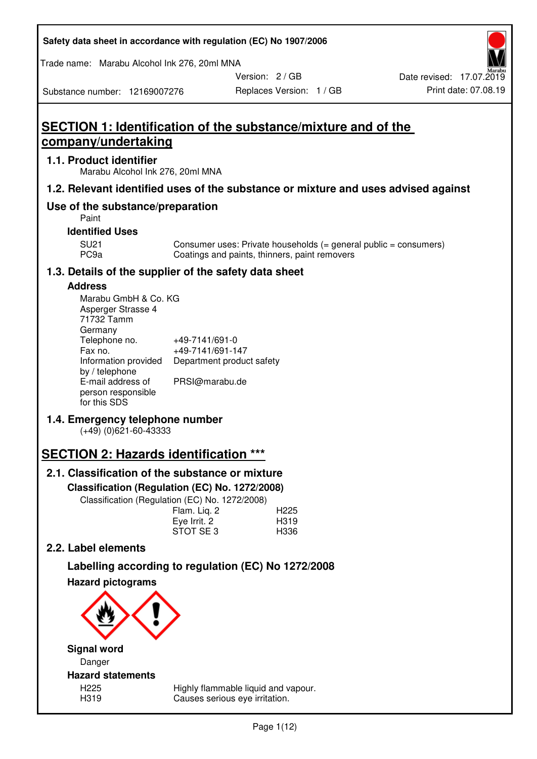Safety data sheet in accordance with regulation (EC) No 1907/2006

Trade name: Marabu Alcohol Ink 276, 20ml MNA

Substance number: 12169007276 | Version: 2 / GB | Replaces Version: 1 / GB | Date revised: 17.07.2019 | Print date: 07.08.19

# SECTION 1: Identification of the substance/mixture and of the company/undertaking

## 1.1. Product identifier

Marabu Alcohol Ink 276, 20ml MNA

## 1.2. Relevant identified uses of the substance or mixture and uses advised against

## Use of the substance/preparation

Paint

### Identified Uses

| | |
|---|---|
| SU21 | Consumer uses: Private households (= general public = consumers) |
| PC9a | Coatings and paints, thinners, paint removers |

## 1.3. Details of the supplier of the safety data sheet

### Address

Marabu GmbH & Co. KG
Asperger Strasse 4
71732 Tamm
Germany

| | |
|---|---|
| Telephone no. | +49-7141/691-0 |
| Fax no. | +49-7141/691-147 |
| Information provided by / telephone | Department product safety |
| E-mail address of person responsible for this SDS | PRSI@marabu.de |

## 1.4. Emergency telephone number

(+49) (0)621-60-43333

# SECTION 2: Hazards identification ***

## 2.1. Classification of the substance or mixture

### Classification (Regulation (EC) No. 1272/2008)

Classification (Regulation (EC) No. 1272/2008)

| | |
|---|---|
| Flam. Liq. 2 | H225 |
| Eye Irrit. 2 | H319 |
| STOT SE 3 | H336 |

## 2.2. Label elements

### Labelling according to regulation (EC) No 1272/2008

### Hazard pictograms

### Signal word

Danger

### Hazard statements

| | |
|---|---|
| H225 | Highly flammable liquid and vapour. |
| H319 | Causes serious eye irritation. |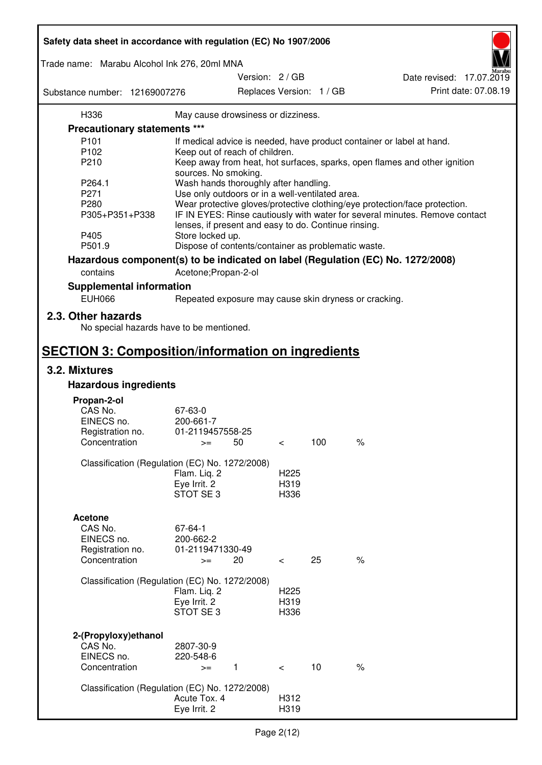| | |
|---|---|
| H336 | May cause drowsiness or dizziness. |

**Precautionary statements \*\*\***

| | |
|---|---|
| P101 | If medical advice is needed, have product container or label at hand. |
| P102 | Keep out of reach of children. |
| P210 | Keep away from heat, hot surfaces, sparks, open flames and other ignition sources. No smoking. |
| P264.1 | Wash hands thoroughly after handling. |
| P271 | Use only outdoors or in a well-ventilated area. |
| P280 | Wear protective gloves/protective clothing/eye protection/face protection. |
| P305+P351+P338 | IF IN EYES: Rinse cautiously with water for several minutes. Remove contact lenses, if present and easy to do. Continue rinsing. |
| P405 | Store locked up. |
| P501.9 | Dispose of contents/container as problematic waste. |

**Hazardous component(s) to be indicated on label (Regulation (EC) No. 1272/2008)**

| | |
|---|---|
| contains | Acetone;Propan-2-ol |

**Supplemental information**

| | |
|---|---|
| EUH066 | Repeated exposure may cause skin dryness or cracking. |

## 2.3. Other hazards

No special hazards have to be mentioned.

# SECTION 3: Composition/information on ingredients

## 3.2. Mixtures

### Hazardous ingredients

**Propan-2-ol**

| | | | | | |
|---|---|---|---|---|---|
| CAS No. | 67-63-0 | | | | |
| EINECS no. | 200-661-7 | | | | |
| Registration no. | 01-2119457558-25 | | | | |
| Concentration | >= | 50 | < | 100 | % |

Classification (Regulation (EC) No. 1272/2008)

| | |
|---|---|
| Flam. Liq. 2 | H225 |
| Eye Irrit. 2 | H319 |
| STOT SE 3 | H336 |

**Acetone**

| | | | | | |
|---|---|---|---|---|---|
| CAS No. | 67-64-1 | | | | |
| EINECS no. | 200-662-2 | | | | |
| Registration no. | 01-2119471330-49 | | | | |
| Concentration | >= | 20 | < | 25 | % |

Classification (Regulation (EC) No. 1272/2008)

| | |
|---|---|
| Flam. Liq. 2 | H225 |
| Eye Irrit. 2 | H319 |
| STOT SE 3 | H336 |

**2-(Propyloxy)ethanol**

| | | | | | |
|---|---|---|---|---|---|
| CAS No. | 2807-30-9 | | | | |
| EINECS no. | 220-548-6 | | | | |
| Concentration | >= | 1 | < | 10 | % |

Classification (Regulation (EC) No. 1272/2008)

| | |
|---|---|
| Acute Tox. 4 | H312 |
| Eye Irrit. 2 | H319 |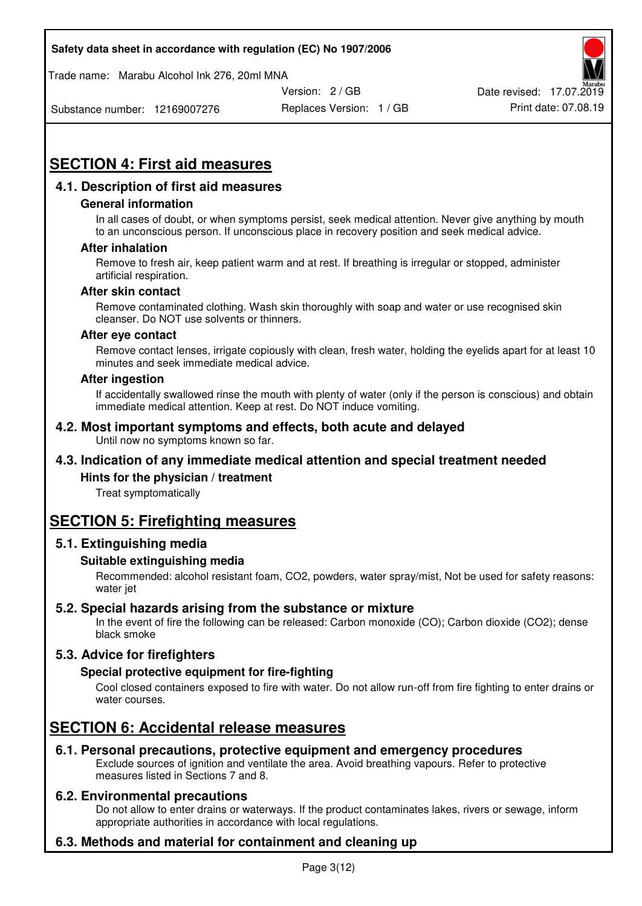## SECTION 4: First aid measures

### 4.1. Description of first aid measures

**General information**

In all cases of doubt, or when symptoms persist, seek medical attention. Never give anything by mouth to an unconscious person. If unconscious place in recovery position and seek medical advice.

**After inhalation**

Remove to fresh air, keep patient warm and at rest. If breathing is irregular or stopped, administer artificial respiration.

**After skin contact**

Remove contaminated clothing. Wash skin thoroughly with soap and water or use recognised skin cleanser. Do NOT use solvents or thinners.

**After eye contact**

Remove contact lenses, irrigate copiously with clean, fresh water, holding the eyelids apart for at least 10 minutes and seek immediate medical advice.

**After ingestion**

If accidentally swallowed rinse the mouth with plenty of water (only if the person is conscious) and obtain immediate medical attention. Keep at rest. Do NOT induce vomiting.

### 4.2. Most important symptoms and effects, both acute and delayed

Until now no symptoms known so far.

### 4.3. Indication of any immediate medical attention and special treatment needed

**Hints for the physician / treatment**

Treat symptomatically

## SECTION 5: Firefighting measures

### 5.1. Extinguishing media

**Suitable extinguishing media**

Recommended: alcohol resistant foam, $CO_2$, powders, water spray/mist, Not be used for safety reasons: water jet

### 5.2. Special hazards arising from the substance or mixture

In the event of fire the following can be released: Carbon monoxide (CO); Carbon dioxide ($CO_2$); dense black smoke

### 5.3. Advice for firefighters

**Special protective equipment for fire-fighting**

Cool closed containers exposed to fire with water. Do not allow run-off from fire fighting to enter drains or water courses.

## SECTION 6: Accidental release measures

### 6.1. Personal precautions, protective equipment and emergency procedures

Exclude sources of ignition and ventilate the area. Avoid breathing vapours. Refer to protective measures listed in Sections 7 and 8.

### 6.2. Environmental precautions

Do not allow to enter drains or waterways. If the product contaminates lakes, rivers or sewage, inform appropriate authorities in accordance with local regulations.

### 6.3. Methods and material for containment and cleaning up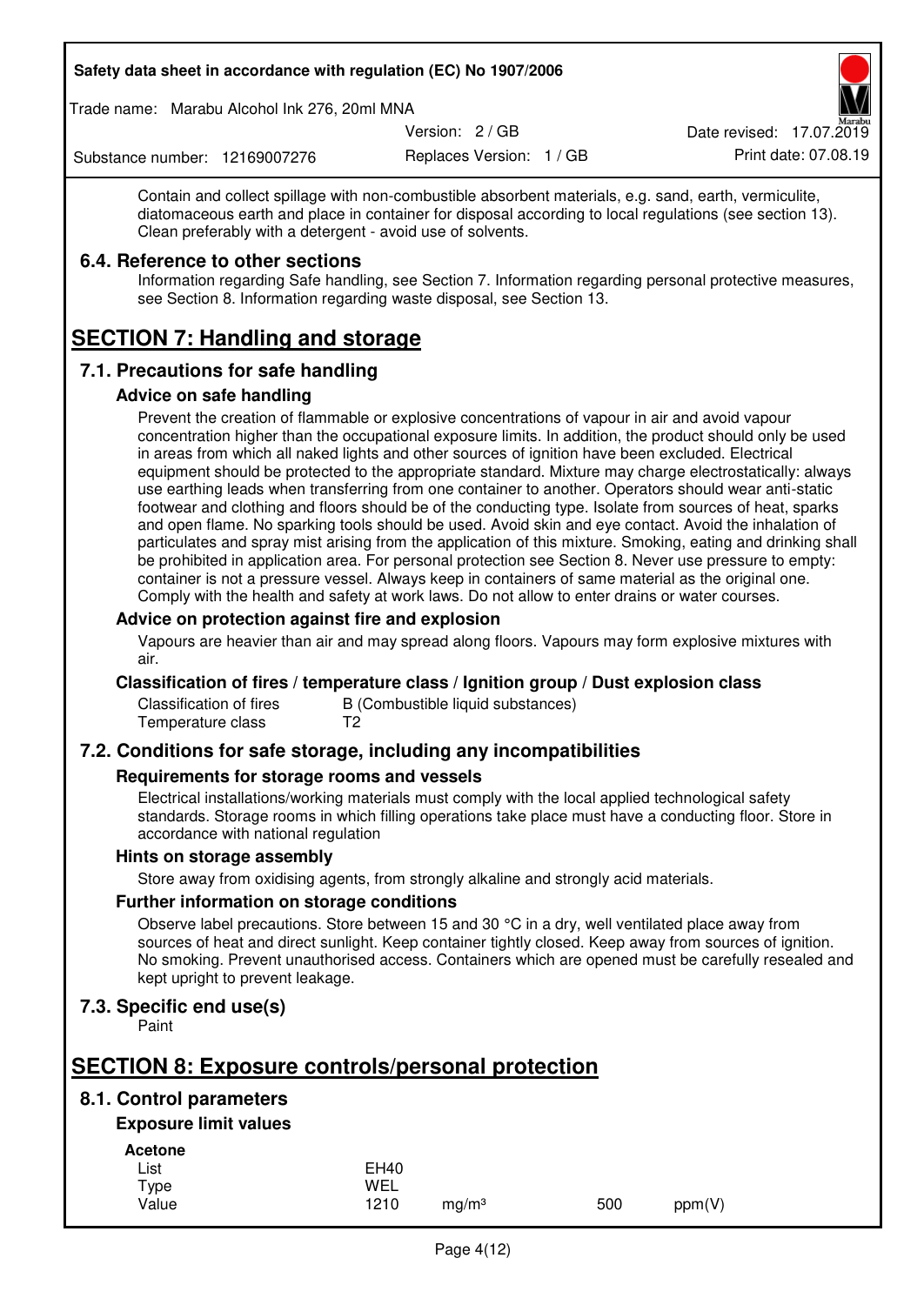Contain and collect spillage with non-combustible absorbent materials, e.g. sand, earth, vermiculite, diatomaceous earth and place in container for disposal according to local regulations (see section 13). Clean preferably with a detergent - avoid use of solvents.

### 6.4. Reference to other sections

Information regarding Safe handling, see Section 7. Information regarding personal protective measures, see Section 8. Information regarding waste disposal, see Section 13.

## SECTION 7: Handling and storage

### 7.1. Precautions for safe handling

#### Advice on safe handling

Prevent the creation of flammable or explosive concentrations of vapour in air and avoid vapour concentration higher than the occupational exposure limits. In addition, the product should only be used in areas from which all naked lights and other sources of ignition have been excluded. Electrical equipment should be protected to the appropriate standard. Mixture may charge electrostatically: always use earthing leads when transferring from one container to another. Operators should wear anti-static footwear and clothing and floors should be of the conducting type. Isolate from sources of heat, sparks and open flame. No sparking tools should be used. Avoid skin and eye contact. Avoid the inhalation of particulates and spray mist arising from the application of this mixture. Smoking, eating and drinking shall be prohibited in application area. For personal protection see Section 8. Never use pressure to empty: container is not a pressure vessel. Always keep in containers of same material as the original one. Comply with the health and safety at work laws. Do not allow to enter drains or water courses.

#### Advice on protection against fire and explosion

Vapours are heavier than air and may spread along floors. Vapours may form explosive mixtures with air.

#### Classification of fires / temperature class / Ignition group / Dust explosion class

| | |
|---|---|
| Classification of fires | B (Combustible liquid substances) |
| Temperature class | T2 |

### 7.2. Conditions for safe storage, including any incompatibilities

#### Requirements for storage rooms and vessels

Electrical installations/working materials must comply with the local applied technological safety standards. Storage rooms in which filling operations take place must have a conducting floor. Store in accordance with national regulation

#### Hints on storage assembly

Store away from oxidising agents, from strongly alkaline and strongly acid materials.

#### Further information on storage conditions

Observe label precautions. Store between 15 and 30 °C in a dry, well ventilated place away from sources of heat and direct sunlight. Keep container tightly closed. Keep away from sources of ignition. No smoking. Prevent unauthorised access. Containers which are opened must be carefully resealed and kept upright to prevent leakage.

### 7.3. Specific end use(s)

Paint

## SECTION 8: Exposure controls/personal protection

### 8.1. Control parameters

#### Exposure limit values

**Acetone**

| | | | | |
|---|---|---|---|---|
| List | EH40 | | | |
| Type | WEL | | | |
| Value | 1210 | mg/m³ | 500 | ppm(V) |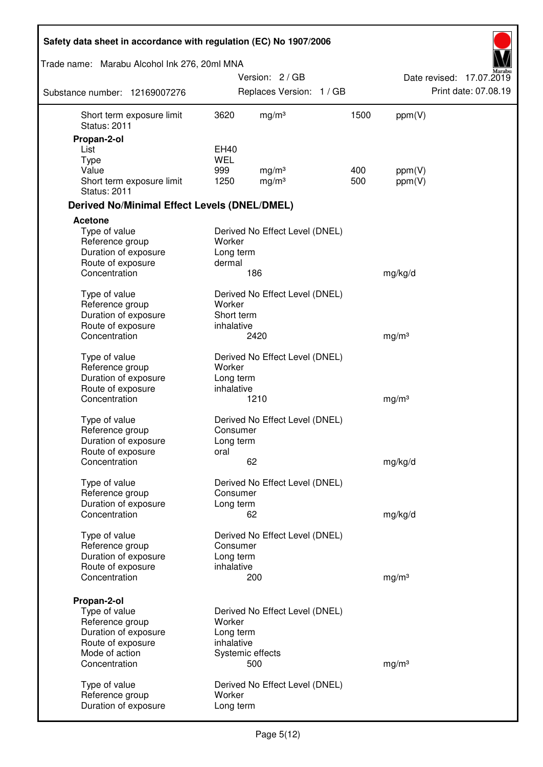| | | | | |
|---|---|---|---|---|
| Short term exposure limit | 3620 | mg/m³ | 1500 | ppm(V) |
| Status: 2011 | | | | |

**Propan-2-ol**

| | | | | |
|---|---|---|---|---|
| List | EH40 | | | |
| Type | WEL | | | |
| Value | 999 | mg/m³ | 400 | ppm(V) |
| Short term exposure limit | 1250 | mg/m³ | 500 | ppm(V) |
| Status: 2011 | | | | |

## Derived No/Minimal Effect Levels (DNEL/DMEL)

**Acetone**

| | | |
|---|---|---|
| Type of value | Derived No Effect Level (DNEL) | |
| Reference group | Worker | |
| Duration of exposure | Long term | |
| Route of exposure | dermal | |
| Concentration | 186 | mg/kg/d |

| | | |
|---|---|---|
| Type of value | Derived No Effect Level (DNEL) | |
| Reference group | Worker | |
| Duration of exposure | Short term | |
| Route of exposure | inhalative | |
| Concentration | 2420 | mg/m³ |

| | | |
|---|---|---|
| Type of value | Derived No Effect Level (DNEL) | |
| Reference group | Worker | |
| Duration of exposure | Long term | |
| Route of exposure | inhalative | |
| Concentration | 1210 | mg/m³ |

| | | |
|---|---|---|
| Type of value | Derived No Effect Level (DNEL) | |
| Reference group | Consumer | |
| Duration of exposure | Long term | |
| Route of exposure | oral | |
| Concentration | 62 | mg/kg/d |

| | | |
|---|---|---|
| Type of value | Derived No Effect Level (DNEL) | |
| Reference group | Consumer | |
| Duration of exposure | Long term | |
| Concentration | 62 | mg/kg/d |

| | | |
|---|---|---|
| Type of value | Derived No Effect Level (DNEL) | |
| Reference group | Consumer | |
| Duration of exposure | Long term | |
| Route of exposure | inhalative | |
| Concentration | 200 | mg/m³ |

**Propan-2-ol**

| | | |
|---|---|---|
| Type of value | Derived No Effect Level (DNEL) | |
| Reference group | Worker | |
| Duration of exposure | Long term | |
| Route of exposure | inhalative | |
| Mode of action | Systemic effects | |
| Concentration | 500 | mg/m³ |

| | | |
|---|---|---|
| Type of value | Derived No Effect Level (DNEL) | |
| Reference group | Worker | |
| Duration of exposure | Long term | |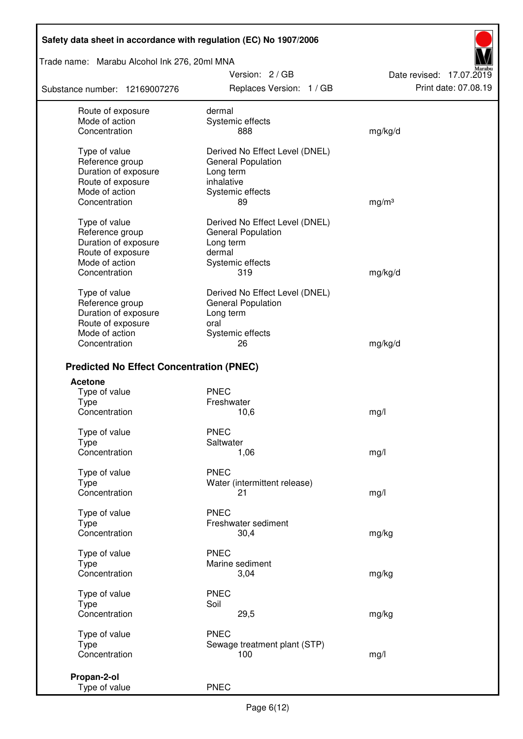| | | |
|---|---|---|
| Route of exposure | dermal | |
| Mode of action | Systemic effects | |
| Concentration | 888 | mg/kg/d |
| | | |
| Type of value | Derived No Effect Level (DNEL) | |
| Reference group | General Population | |
| Duration of exposure | Long term | |
| Route of exposure | inhalative | |
| Mode of action | Systemic effects | |
| Concentration | 89 | mg/m³ |
| | | |
| Type of value | Derived No Effect Level (DNEL) | |
| Reference group | General Population | |
| Duration of exposure | Long term | |
| Route of exposure | dermal | |
| Mode of action | Systemic effects | |
| Concentration | 319 | mg/kg/d |
| | | |
| Type of value | Derived No Effect Level (DNEL) | |
| Reference group | General Population | |
| Duration of exposure | Long term | |
| Route of exposure | oral | |
| Mode of action | Systemic effects | |
| Concentration | 26 | mg/kg/d |

## Predicted No Effect Concentration (PNEC)

**Acetone**

| | | |
|---|---|---|
| Type of value | PNEC | |
| Type | Freshwater | |
| Concentration | 10,6 | mg/l |
| | | |
| Type of value | PNEC | |
| Type | Saltwater | |
| Concentration | 1,06 | mg/l |
| | | |
| Type of value | PNEC | |
| Type | Water (intermittent release) | |
| Concentration | 21 | mg/l |
| | | |
| Type of value | PNEC | |
| Type | Freshwater sediment | |
| Concentration | 30,4 | mg/kg |
| | | |
| Type of value | PNEC | |
| Type | Marine sediment | |
| Concentration | 3,04 | mg/kg |
| | | |
| Type of value | PNEC | |
| Type | Soil | |
| Concentration | 29,5 | mg/kg |
| | | |
| Type of value | PNEC | |
| Type | Sewage treatment plant (STP) | |
| Concentration | 100 | mg/l |

**Propan-2-ol**

| | |
|---|---|
| Type of value | PNEC |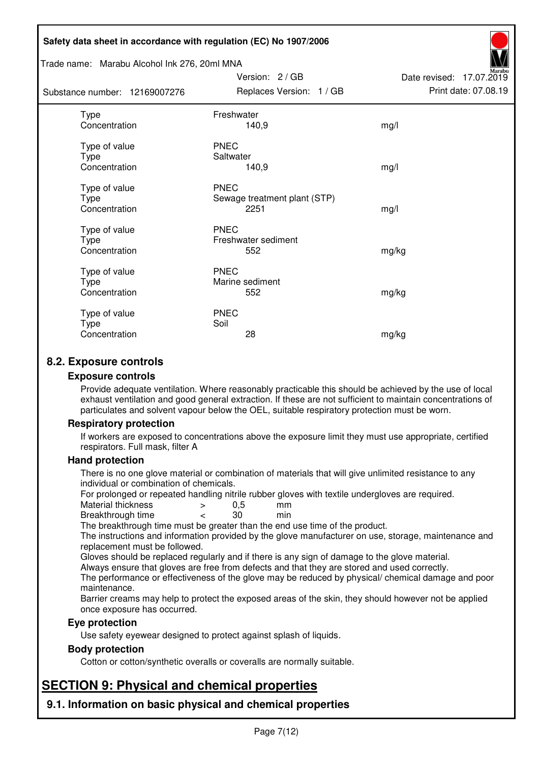| | | |
|---|---|---|
| Type | Freshwater | |
| Concentration | 140,9 | mg/l |
| | | |
| Type of value | PNEC | |
| Type | Saltwater | |
| Concentration | 140,9 | mg/l |
| | | |
| Type of value | PNEC | |
| Type | Sewage treatment plant (STP) | |
| Concentration | 2251 | mg/l |
| | | |
| Type of value | PNEC | |
| Type | Freshwater sediment | |
| Concentration | 552 | mg/kg |
| | | |
| Type of value | PNEC | |
| Type | Marine sediment | |
| Concentration | 552 | mg/kg |
| | | |
| Type of value | PNEC | |
| Type | Soil | |
| Concentration | 28 | mg/kg |

## 8.2. Exposure controls

### Exposure controls

Provide adequate ventilation. Where reasonably practicable this should be achieved by the use of local exhaust ventilation and good general extraction. If these are not sufficient to maintain concentrations of particulates and solvent vapour below the OEL, suitable respiratory protection must be worn.

### Respiratory protection

If workers are exposed to concentrations above the exposure limit they must use appropriate, certified respirators. Full mask, filter A

### Hand protection

There is no one glove material or combination of materials that will give unlimited resistance to any individual or combination of chemicals.

For prolonged or repeated handling nitrile rubber gloves with textile undergloves are required.

| | | | |
|---|---|---|---|
| Material thickness | > | 0,5 | mm |
| Breakthrough time | < | 30 | min |

The breakthrough time must be greater than the end use time of the product.

The instructions and information provided by the glove manufacturer on use, storage, maintenance and replacement must be followed.

Gloves should be replaced regularly and if there is any sign of damage to the glove material.

Always ensure that gloves are free from defects and that they are stored and used correctly.

The performance or effectiveness of the glove may be reduced by physical/ chemical damage and poor maintenance.

Barrier creams may help to protect the exposed areas of the skin, they should however not be applied once exposure has occurred.

### Eye protection

Use safety eyewear designed to protect against splash of liquids.

### Body protection

Cotton or cotton/synthetic overalls or coveralls are normally suitable.

# SECTION 9: Physical and chemical properties

## 9.1. Information on basic physical and chemical properties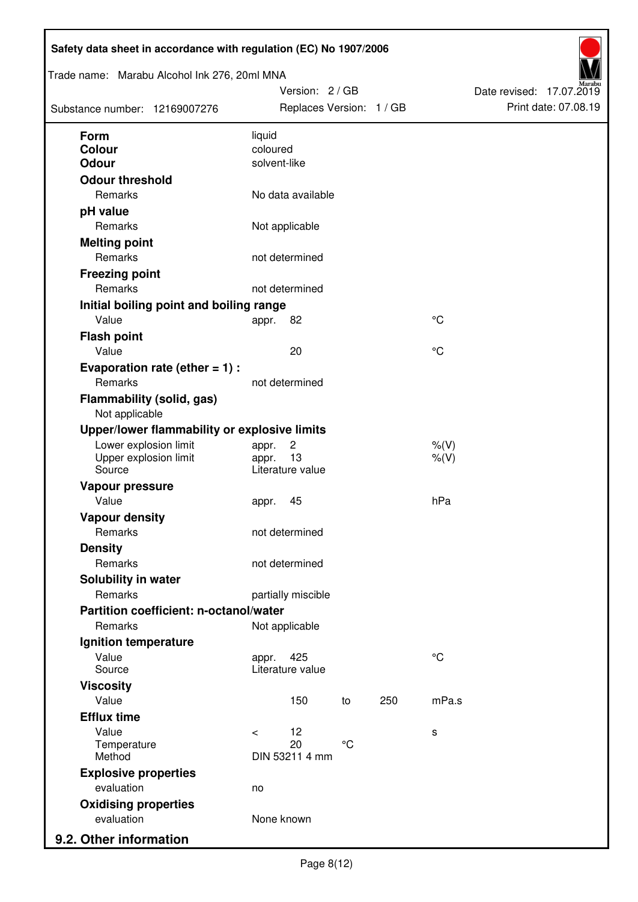| Property | | Value | | | Unit |
|---|---|---|---|---|---|
| **Form** | | liquid | | | |
| **Colour** | | coloured | | | |
| **Odour** | | solvent-like | | | |
| **Odour threshold** | | | | | |
| Remarks | | No data available | | | |
| **pH value** | | | | | |
| Remarks | | Not applicable | | | |
| **Melting point** | | | | | |
| Remarks | | not determined | | | |
| **Freezing point** | | | | | |
| Remarks | | not determined | | | |
| **Initial boiling point and boiling range** | | | | | |
| Value | appr. | 82 | | | °C |
| **Flash point** | | | | | |
| Value | | 20 | | | °C |
| **Evaporation rate (ether = 1) :** | | | | | |
| Remarks | | not determined | | | |
| **Flammability (solid, gas)** | | | | | |
| Not applicable | | | | | |
| **Upper/lower flammability or explosive limits** | | | | | |
| Lower explosion limit | appr. | 2 | | | %(V) |
| Upper explosion limit | appr. | 13 | | | %(V) |
| Source | | Literature value | | | |
| **Vapour pressure** | | | | | |
| Value | appr. | 45 | | | hPa |
| **Vapour density** | | | | | |
| Remarks | | not determined | | | |
| **Density** | | | | | |
| Remarks | | not determined | | | |
| **Solubility in water** | | | | | |
| Remarks | | partially miscible | | | |
| **Partition coefficient: n-octanol/water** | | | | | |
| Remarks | | Not applicable | | | |
| **Ignition temperature** | | | | | |
| Value | appr. | 425 | | | °C |
| Source | | Literature value | | | |
| **Viscosity** | | | | | |
| Value | | 150 | to | 250 | mPa.s |
| **Efflux time** | | | | | |
| Value | < | 12 | | | s |
| Temperature | | 20 | °C | | |
| Method | | DIN 53211 4 mm | | | |
| **Explosive properties** | | | | | |
| evaluation | | no | | | |
| **Oxidising properties** | | | | | |
| evaluation | | None known | | | |

## 9.2. Other information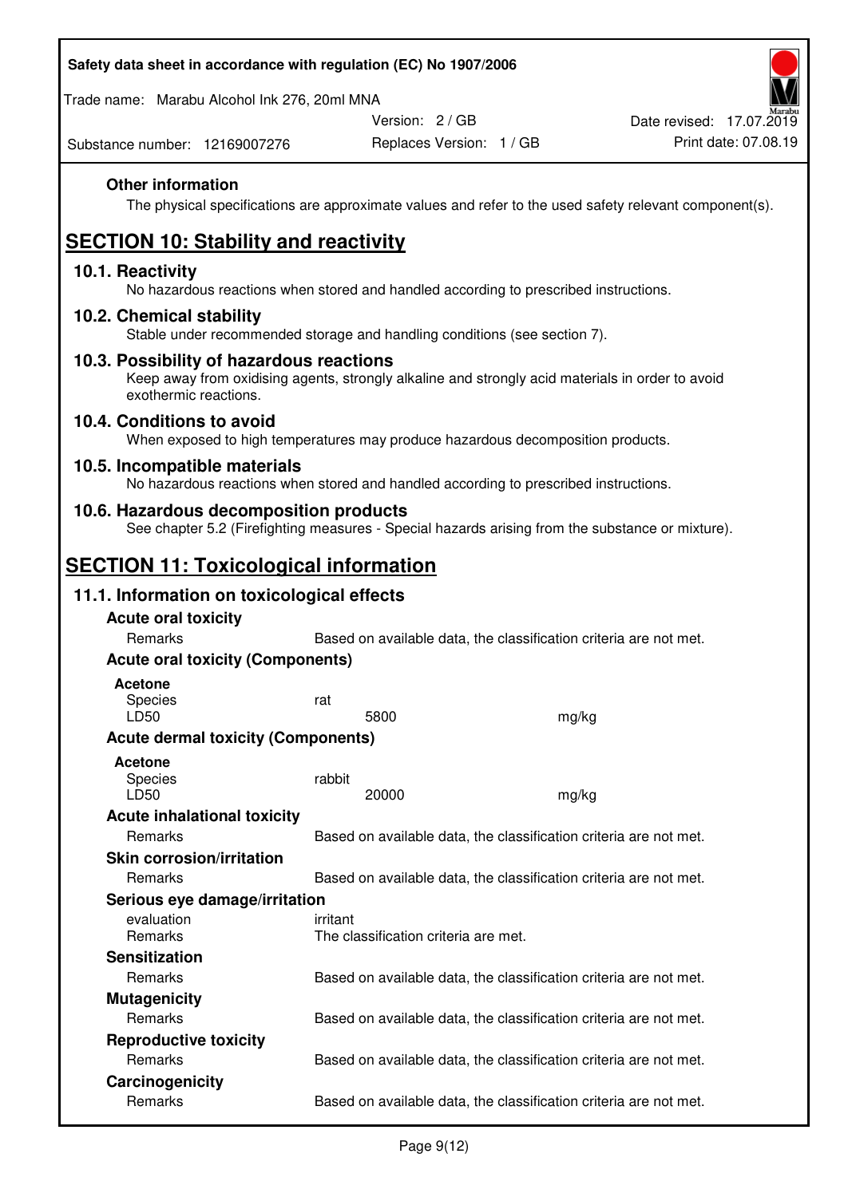### Other information

The physical specifications are approximate values and refer to the used safety relevant component(s).

## SECTION 10: Stability and reactivity

### 10.1. Reactivity

No hazardous reactions when stored and handled according to prescribed instructions.

### 10.2. Chemical stability

Stable under recommended storage and handling conditions (see section 7).

### 10.3. Possibility of hazardous reactions

Keep away from oxidising agents, strongly alkaline and strongly acid materials in order to avoid exothermic reactions.

### 10.4. Conditions to avoid

When exposed to high temperatures may produce hazardous decomposition products.

### 10.5. Incompatible materials

No hazardous reactions when stored and handled according to prescribed instructions.

### 10.6. Hazardous decomposition products

See chapter 5.2 (Firefighting measures - Special hazards arising from the substance or mixture).

## SECTION 11: Toxicological information

### 11.1. Information on toxicological effects

**Acute oral toxicity**

| | |
|---|---|
| Remarks | Based on available data, the classification criteria are not met. |

**Acute oral toxicity (Components)**

**Acetone**

| | | |
|---|---|---|
| Species | rat | |
| LD50 | 5800 | mg/kg |

**Acute dermal toxicity (Components)**

**Acetone**

| | | |
|---|---|---|
| Species | rabbit | |
| LD50 | 20000 | mg/kg |

**Acute inhalational toxicity**

| | |
|---|---|
| Remarks | Based on available data, the classification criteria are not met. |

**Skin corrosion/irritation**

| | |
|---|---|
| Remarks | Based on available data, the classification criteria are not met. |

**Serious eye damage/irritation**

| | |
|---|---|
| evaluation | irritant |
| Remarks | The classification criteria are met. |

**Sensitization**

| | |
|---|---|
| Remarks | Based on available data, the classification criteria are not met. |

**Mutagenicity**

| | |
|---|---|
| Remarks | Based on available data, the classification criteria are not met. |

**Reproductive toxicity**

| | |
|---|---|
| Remarks | Based on available data, the classification criteria are not met. |

**Carcinogenicity**

| | |
|---|---|
| Remarks | Based on available data, the classification criteria are not met. |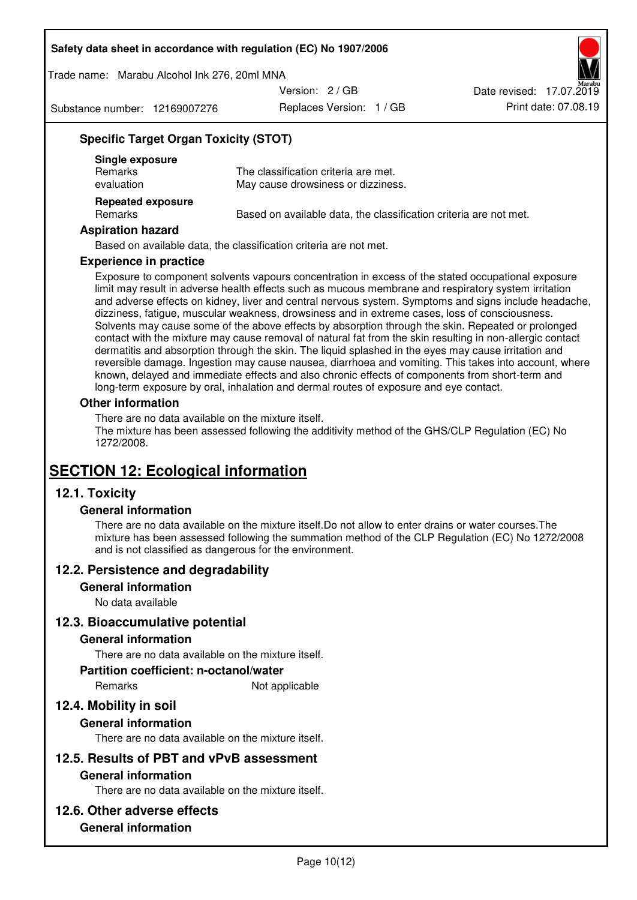### Specific Target Organ Toxicity (STOT)

**Single exposure**

| | |
|---|---|
| Remarks | The classification criteria are met. |
| evaluation | May cause drowsiness or dizziness. |

**Repeated exposure**

| | |
|---|---|
| Remarks | Based on available data, the classification criteria are not met. |

### Aspiration hazard

Based on available data, the classification criteria are not met.

### Experience in practice

Exposure to component solvents vapours concentration in excess of the stated occupational exposure limit may result in adverse health effects such as mucous membrane and respiratory system irritation and adverse effects on kidney, liver and central nervous system. Symptoms and signs include headache, dizziness, fatigue, muscular weakness, drowsiness and in extreme cases, loss of consciousness. Solvents may cause some of the above effects by absorption through the skin. Repeated or prolonged contact with the mixture may cause removal of natural fat from the skin resulting in non-allergic contact dermatitis and absorption through the skin. The liquid splashed in the eyes may cause irritation and reversible damage. Ingestion may cause nausea, diarrhoea and vomiting. This takes into account, where known, delayed and immediate effects and also chronic effects of components from short-term and long-term exposure by oral, inhalation and dermal routes of exposure and eye contact.

### Other information

There are no data available on the mixture itself.
The mixture has been assessed following the additivity method of the GHS/CLP Regulation (EC) No 1272/2008.

# SECTION 12: Ecological information

## 12.1. Toxicity

### General information

There are no data available on the mixture itself.Do not allow to enter drains or water courses.The mixture has been assessed following the summation method of the CLP Regulation (EC) No 1272/2008 and is not classified as dangerous for the environment.

## 12.2. Persistence and degradability

### General information

No data available

## 12.3. Bioaccumulative potential

### General information

There are no data available on the mixture itself.

### Partition coefficient: n-octanol/water

| | |
|---|---|
| Remarks | Not applicable |

## 12.4. Mobility in soil

### General information

There are no data available on the mixture itself.

## 12.5. Results of PBT and vPvB assessment

### General information

There are no data available on the mixture itself.

## 12.6. Other adverse effects

### General information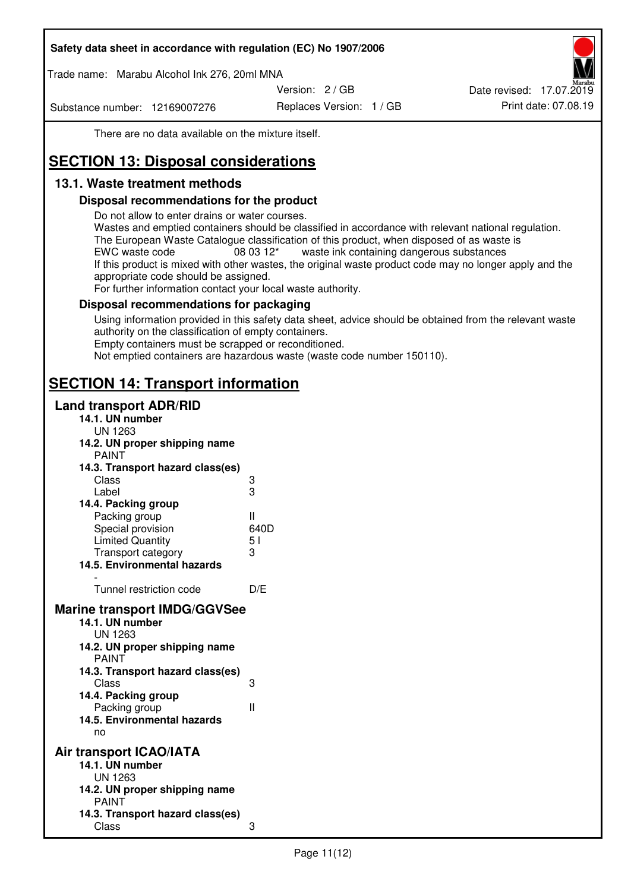There are no data available on the mixture itself.

# SECTION 13: Disposal considerations

## 13.1. Waste treatment methods

### Disposal recommendations for the product

Do not allow to enter drains or water courses.
Wastes and emptied containers should be classified in accordance with relevant national regulation.
The European Waste Catalogue classification of this product, when disposed of as waste is
EWC waste code 08 03 12* waste ink containing dangerous substances
If this product is mixed with other wastes, the original waste product code may no longer apply and the appropriate code should be assigned.
For further information contact your local waste authority.

### Disposal recommendations for packaging

Using information provided in this safety data sheet, advice should be obtained from the relevant waste authority on the classification of empty containers.
Empty containers must be scrapped or reconditioned.
Not emptied containers are hazardous waste (waste code number 150110).

# SECTION 14: Transport information

## Land transport ADR/RID

**14.1. UN number**
UN 1263

**14.2. UN proper shipping name**
PAINT

**14.3. Transport hazard class(es)**

| | |
|---|---|
| Class | 3 |
| Label | 3 |

**14.4. Packing group**

| | |
|---|---|
| Packing group | II |
| Special provision | 640D |
| Limited Quantity | 5 l |
| Transport category | 3 |

**14.5. Environmental hazards**
-

| | |
|---|---|
| Tunnel restriction code | D/E |

## Marine transport IMDG/GGVSee

**14.1. UN number**
UN 1263

**14.2. UN proper shipping name**
PAINT

**14.3. Transport hazard class(es)**

| | |
|---|---|
| Class | 3 |

**14.4. Packing group**

| | |
|---|---|
| Packing group | II |

**14.5. Environmental hazards**
no

## Air transport ICAO/IATA

**14.1. UN number**
UN 1263

**14.2. UN proper shipping name**
PAINT

**14.3. Transport hazard class(es)**

| | |
|---|---|
| Class | 3 |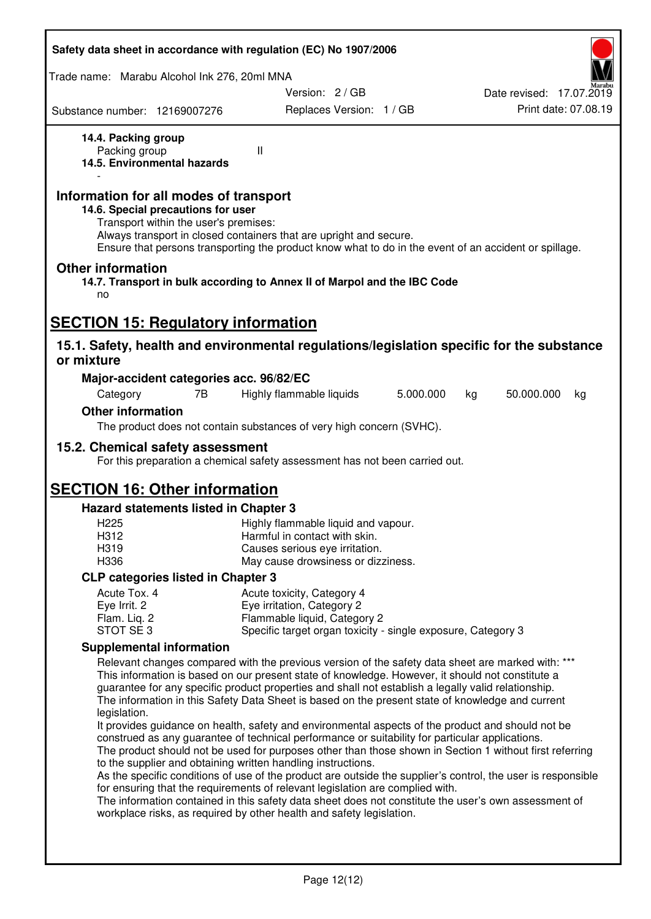**14.4. Packing group**

Packing group II

**14.5. Environmental hazards**

-

## Information for all modes of transport

**14.6. Special precautions for user**

Transport within the user's premises:
Always transport in closed containers that are upright and secure.
Ensure that persons transporting the product know what to do in the event of an accident or spillage.

## Other information

**14.7. Transport in bulk according to Annex II of Marpol and the IBC Code**

no

# SECTION 15: Regulatory information

## 15.1. Safety, health and environmental regulations/legislation specific for the substance or mixture

### Major-accident categories acc. 96/82/EC

| | | | | | | |
|---|---|---|---|---|---|---|
| Category | 7B | Highly flammable liquids | 5.000.000 | kg | 50.000.000 | kg |

### Other information

The product does not contain substances of very high concern (SVHC).

## 15.2. Chemical safety assessment

For this preparation a chemical safety assessment has not been carried out.

# SECTION 16: Other information

### Hazard statements listed in Chapter 3

| | |
|---|---|
| H225 | Highly flammable liquid and vapour. |
| H312 | Harmful in contact with skin. |
| H319 | Causes serious eye irritation. |
| H336 | May cause drowsiness or dizziness. |

### CLP categories listed in Chapter 3

| | |
|---|---|
| Acute Tox. 4 | Acute toxicity, Category 4 |
| Eye Irrit. 2 | Eye irritation, Category 2 |
| Flam. Liq. 2 | Flammable liquid, Category 2 |
| STOT SE 3 | Specific target organ toxicity - single exposure, Category 3 |

### Supplemental information

Relevant changes compared with the previous version of the safety data sheet are marked with: ***
This information is based on our present state of knowledge. However, it should not constitute a guarantee for any specific product properties and shall not establish a legally valid relationship.
The information in this Safety Data Sheet is based on the present state of knowledge and current legislation.
It provides guidance on health, safety and environmental aspects of the product and should not be construed as any guarantee of technical performance or suitability for particular applications.
The product should not be used for purposes other than those shown in Section 1 without first referring to the supplier and obtaining written handling instructions.
As the specific conditions of use of the product are outside the supplier's control, the user is responsible for ensuring that the requirements of relevant legislation are complied with.
The information contained in this safety data sheet does not constitute the user's own assessment of workplace risks, as required by other health and safety legislation.